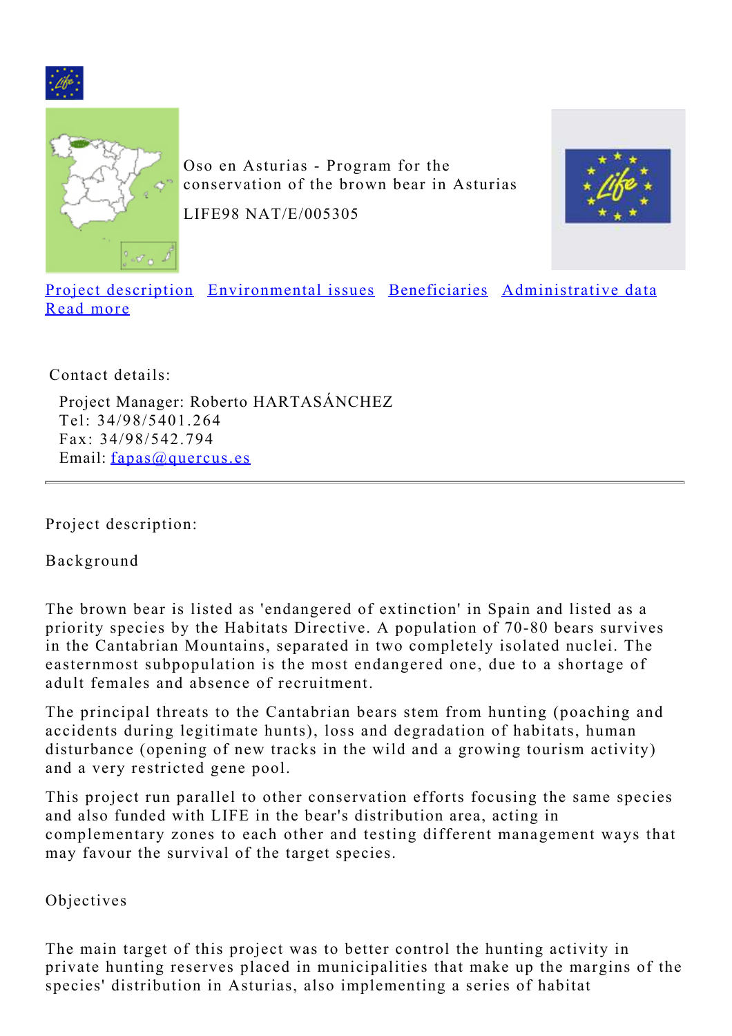# Oso en Asturias - Program for the conservation of the brown bear in Asturias

LIFE98 NAT/E/005305

[Project description](#) [Environmental issues](#) [Beneficiaries](#) [Administrative data](#) [Read more](#)

Contact details:

Project Manager: Roberto HARTASÁNCHEZ
Tel: 34/98/5401.264
Fax: 34/98/542.794
Email: [fapas@quercus.es](mailto:fapas@quercus.es)

---

Project description:

## Background

The brown bear is listed as 'endangered of extinction' in Spain and listed as a priority species by the Habitats Directive. A population of 70-80 bears survives in the Cantabrian Mountains, separated in two completely isolated nuclei. The easternmost subpopulation is the most endangered one, due to a shortage of adult females and absence of recruitment.

The principal threats to the Cantabrian bears stem from hunting (poaching and accidents during legitimate hunts), loss and degradation of habitats, human disturbance (opening of new tracks in the wild and a growing tourism activity) and a very restricted gene pool.

This project run parallel to other conservation efforts focusing the same species and also funded with LIFE in the bear's distribution area, acting in complementary zones to each other and testing different management ways that may favour the survival of the target species.

## Objectives

The main target of this project was to better control the hunting activity in private hunting reserves placed in municipalities that make up the margins of the species' distribution in Asturias, also implementing a series of habitat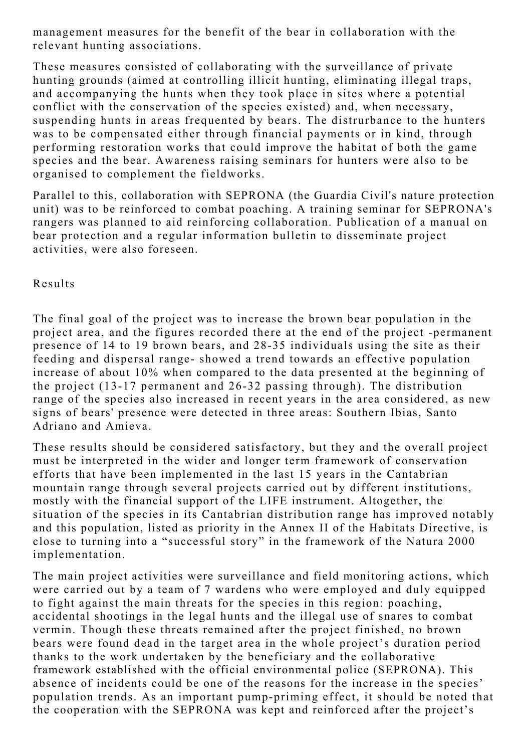management measures for the benefit of the bear in collaboration with the relevant hunting associations.

These measures consisted of collaborating with the surveillance of private hunting grounds (aimed at controlling illicit hunting, eliminating illegal traps, and accompanying the hunts when they took place in sites where a potential conflict with the conservation of the species existed) and, when necessary, suspending hunts in areas frequented by bears. The distrurbance to the hunters was to be compensated either through financial payments or in kind, through performing restoration works that could improve the habitat of both the game species and the bear. Awareness raising seminars for hunters were also to be organised to complement the fieldworks.

Parallel to this, collaboration with SEPRONA (the Guardia Civil's nature protection unit) was to be reinforced to combat poaching. A training seminar for SEPRONA's rangers was planned to aid reinforcing collaboration. Publication of a manual on bear protection and a regular information bulletin to disseminate project activities, were also foreseen.

## Results

The final goal of the project was to increase the brown bear population in the project area, and the figures recorded there at the end of the project -permanent presence of 14 to 19 brown bears, and 28-35 individuals using the site as their feeding and dispersal range- showed a trend towards an effective population increase of about 10% when compared to the data presented at the beginning of the project (13-17 permanent and 26-32 passing through). The distribution range of the species also increased in recent years in the area considered, as new signs of bears' presence were detected in three areas: Southern Ibias, Santo Adriano and Amieva.

These results should be considered satisfactory, but they and the overall project must be interpreted in the wider and longer term framework of conservation efforts that have been implemented in the last 15 years in the Cantabrian mountain range through several projects carried out by different institutions, mostly with the financial support of the LIFE instrument. Altogether, the situation of the species in its Cantabrian distribution range has improved notably and this population, listed as priority in the Annex II of the Habitats Directive, is close to turning into a “successful story” in the framework of the Natura 2000 implementation.

The main project activities were surveillance and field monitoring actions, which were carried out by a team of 7 wardens who were employed and duly equipped to fight against the main threats for the species in this region: poaching, accidental shootings in the legal hunts and the illegal use of snares to combat vermin. Though these threats remained after the project finished, no brown bears were found dead in the target area in the whole project’s duration period thanks to the work undertaken by the beneficiary and the collaborative framework established with the official environmental police (SEPRONA). This absence of incidents could be one of the reasons for the increase in the species’ population trends. As an important pump-priming effect, it should be noted that the cooperation with the SEPRONA was kept and reinforced after the project’s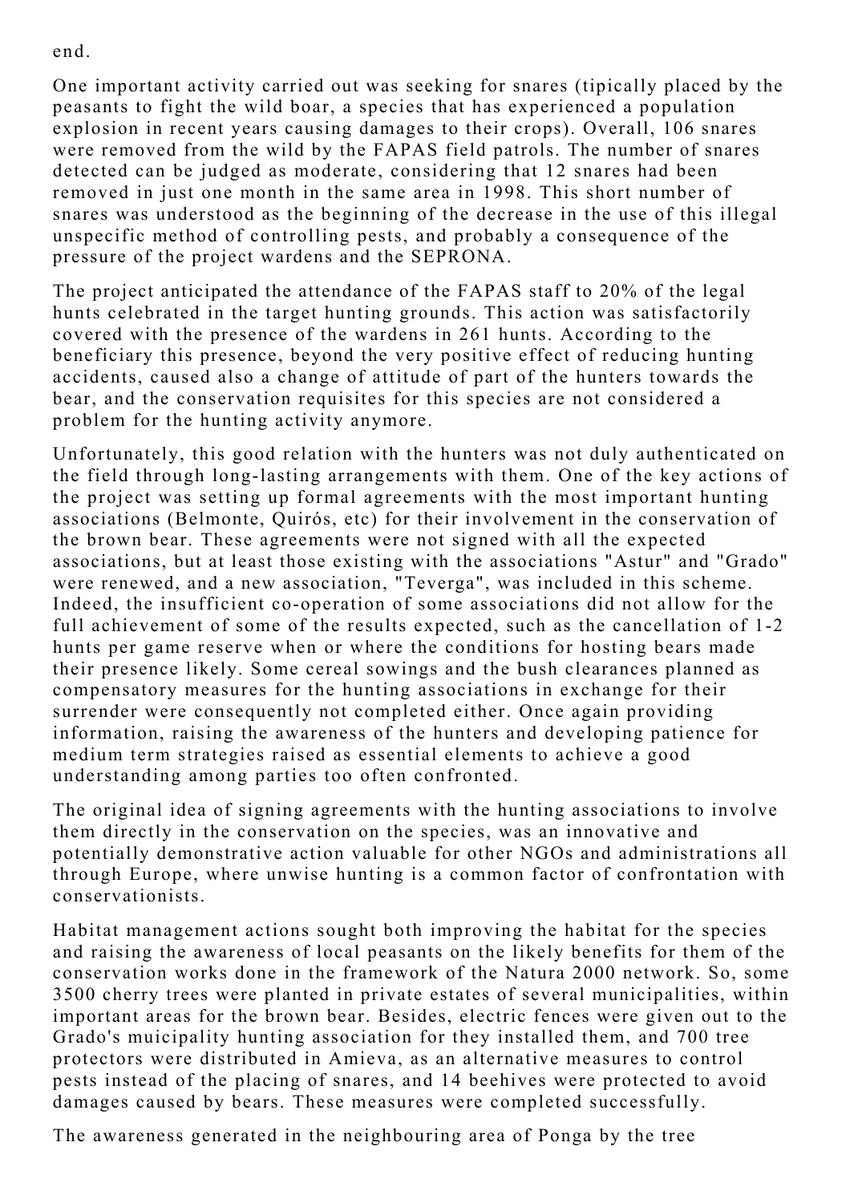end.

One important activity carried out was seeking for snares (tipically placed by the peasants to fight the wild boar, a species that has experienced a population explosion in recent years causing damages to their crops). Overall, 106 snares were removed from the wild by the FAPAS field patrols. The number of snares detected can be judged as moderate, considering that 12 snares had been removed in just one month in the same area in 1998. This short number of snares was understood as the beginning of the decrease in the use of this illegal unspecific method of controlling pests, and probably a consequence of the pressure of the project wardens and the SEPRONA.

The project anticipated the attendance of the FAPAS staff to 20% of the legal hunts celebrated in the target hunting grounds. This action was satisfactorily covered with the presence of the wardens in 261 hunts. According to the beneficiary this presence, beyond the very positive effect of reducing hunting accidents, caused also a change of attitude of part of the hunters towards the bear, and the conservation requisites for this species are not considered a problem for the hunting activity anymore.

Unfortunately, this good relation with the hunters was not duly authenticated on the field through long-lasting arrangements with them. One of the key actions of the project was setting up formal agreements with the most important hunting associations (Belmonte, Quirós, etc) for their involvement in the conservation of the brown bear. These agreements were not signed with all the expected associations, but at least those existing with the associations "Astur" and "Grado" were renewed, and a new association, "Teverga", was included in this scheme. Indeed, the insufficient co-operation of some associations did not allow for the full achievement of some of the results expected, such as the cancellation of 1-2 hunts per game reserve when or where the conditions for hosting bears made their presence likely. Some cereal sowings and the bush clearances planned as compensatory measures for the hunting associations in exchange for their surrender were consequently not completed either. Once again providing information, raising the awareness of the hunters and developing patience for medium term strategies raised as essential elements to achieve a good understanding among parties too often confronted.

The original idea of signing agreements with the hunting associations to involve them directly in the conservation on the species, was an innovative and potentially demonstrative action valuable for other NGOs and administrations all through Europe, where unwise hunting is a common factor of confrontation with conservationists.

Habitat management actions sought both improving the habitat for the species and raising the awareness of local peasants on the likely benefits for them of the conservation works done in the framework of the Natura 2000 network. So, some 3500 cherry trees were planted in private estates of several municipalities, within important areas for the brown bear. Besides, electric fences were given out to the Grado's muicipality hunting association for they installed them, and 700 tree protectors were distributed in Amieva, as an alternative measures to control pests instead of the placing of snares, and 14 beehives were protected to avoid damages caused by bears. These measures were completed successfully.

The awareness generated in the neighbouring area of Ponga by the tree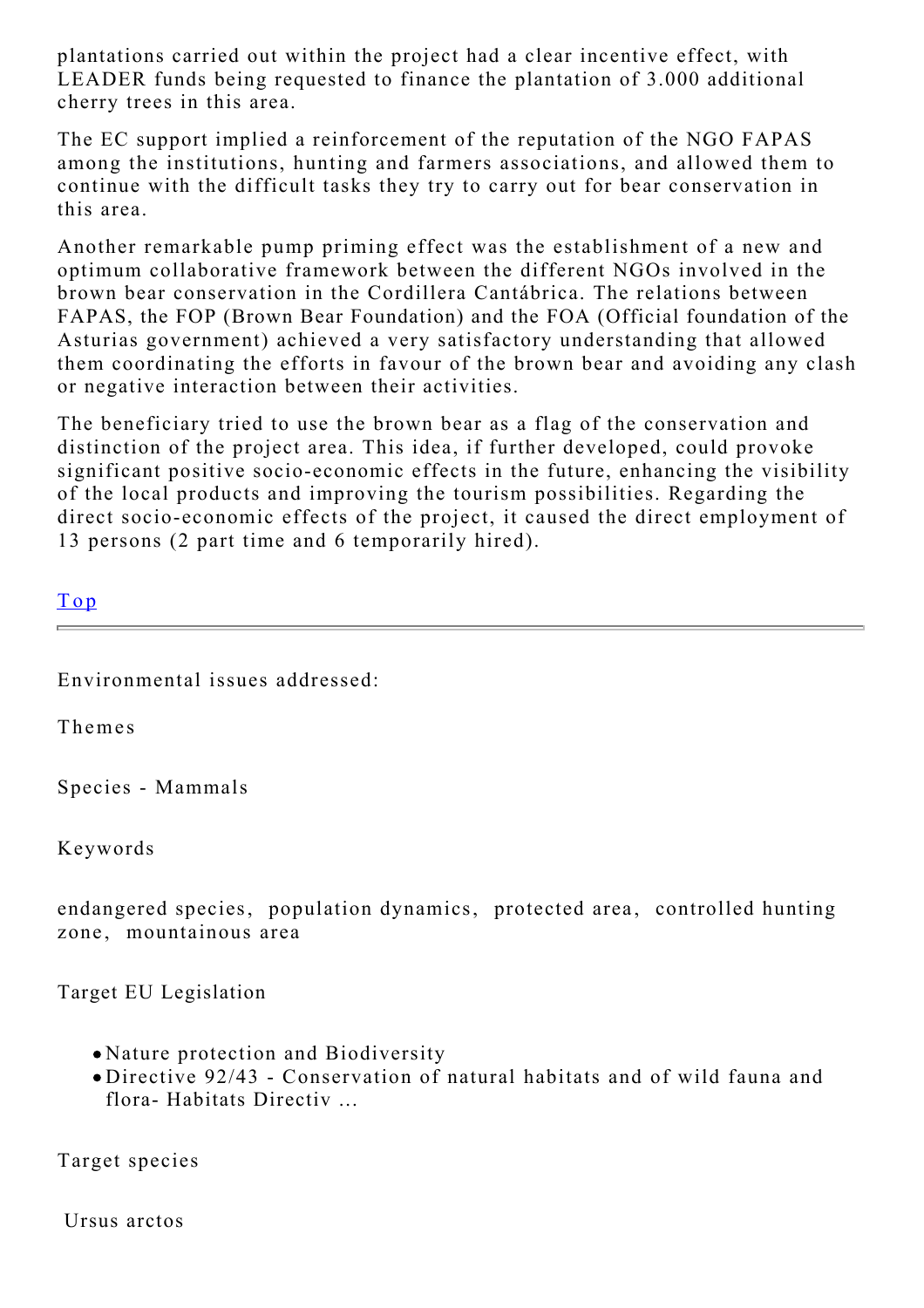plantations carried out within the project had a clear incentive effect, with LEADER funds being requested to finance the plantation of 3.000 additional cherry trees in this area.

The EC support implied a reinforcement of the reputation of the NGO FAPAS among the institutions, hunting and farmers associations, and allowed them to continue with the difficult tasks they try to carry out for bear conservation in this area.

Another remarkable pump priming effect was the establishment of a new and optimum collaborative framework between the different NGOs involved in the brown bear conservation in the Cordillera Cantábrica. The relations between FAPAS, the FOP (Brown Bear Foundation) and the FOA (Official foundation of the Asturias government) achieved a very satisfactory understanding that allowed them coordinating the efforts in favour of the brown bear and avoiding any clash or negative interaction between their activities.

The beneficiary tried to use the brown bear as a flag of the conservation and distinction of the project area. This idea, if further developed, could provoke significant positive socio-economic effects in the future, enhancing the visibility of the local products and improving the tourism possibilities. Regarding the direct socio-economic effects of the project, it caused the direct employment of 13 persons (2 part time and 6 temporarily hired).

Top

---

Environmental issues addressed:

Themes

Species - Mammals

Keywords

endangered species, population dynamics, protected area, controlled hunting zone, mountainous area

Target EU Legislation

- Nature protection and Biodiversity
- Directive 92/43 - Conservation of natural habitats and of wild fauna and flora- Habitats Directiv ...

Target species

Ursus arctos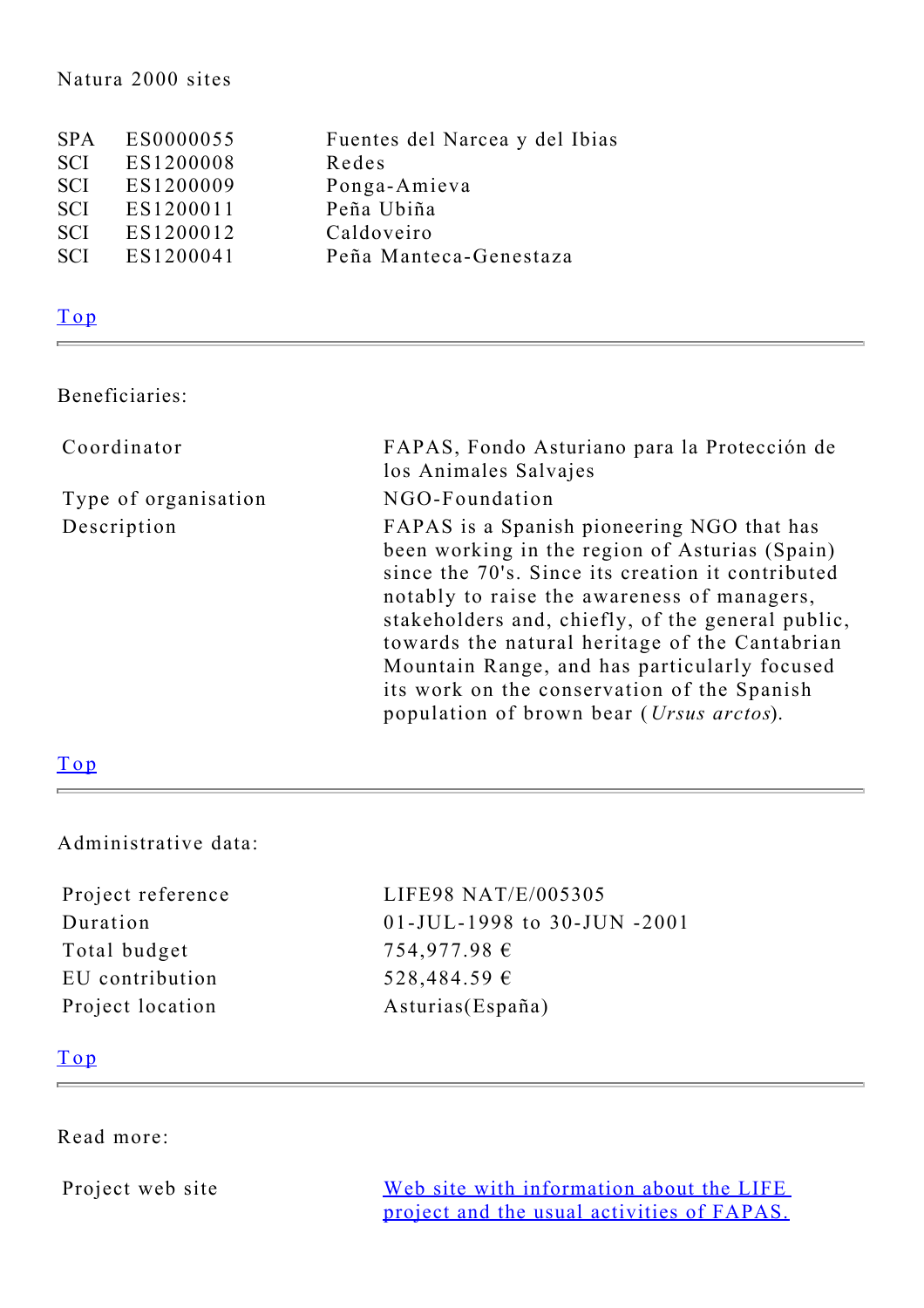Natura 2000 sites

| | | |
|---|---|---|
| SPA | ES0000055 | Fuentes del Narcea y del Ibias |
| SCI | ES1200008 | Redes |
| SCI | ES1200009 | Ponga-Amieva |
| SCI | ES1200011 | Peña Ubiña |
| SCI | ES1200012 | Caldoveiro |
| SCI | ES1200041 | Peña Manteca-Genestaza |

[Top]

---

Beneficiaries:

| | |
|---|---|
| Coordinator | FAPAS, Fondo Asturiano para la Protección de los Animales Salvajes |
| Type of organisation | NGO-Foundation |
| Description | FAPAS is a Spanish pioneering NGO that has been working in the region of Asturias (Spain) since the 70's. Since its creation it contributed notably to raise the awareness of managers, stakeholders and, chiefly, of the general public, towards the natural heritage of the Cantabrian Mountain Range, and has particularly focused its work on the conservation of the Spanish population of brown bear (*Ursus arctos*). |

[Top]

---

Administrative data:

| | |
|---|---|
| Project reference | LIFE98 NAT/E/005305 |
| Duration | 01-JUL-1998 to 30-JUN -2001 |
| Total budget | 754,977.98 € |
| EU contribution | 528,484.59 € |
| Project location | Asturias(España) |

[Top]

---

Read more:

| | |
|---|---|
| Project web site | [Web site with information about the LIFE project and the usual activities of FAPAS.] |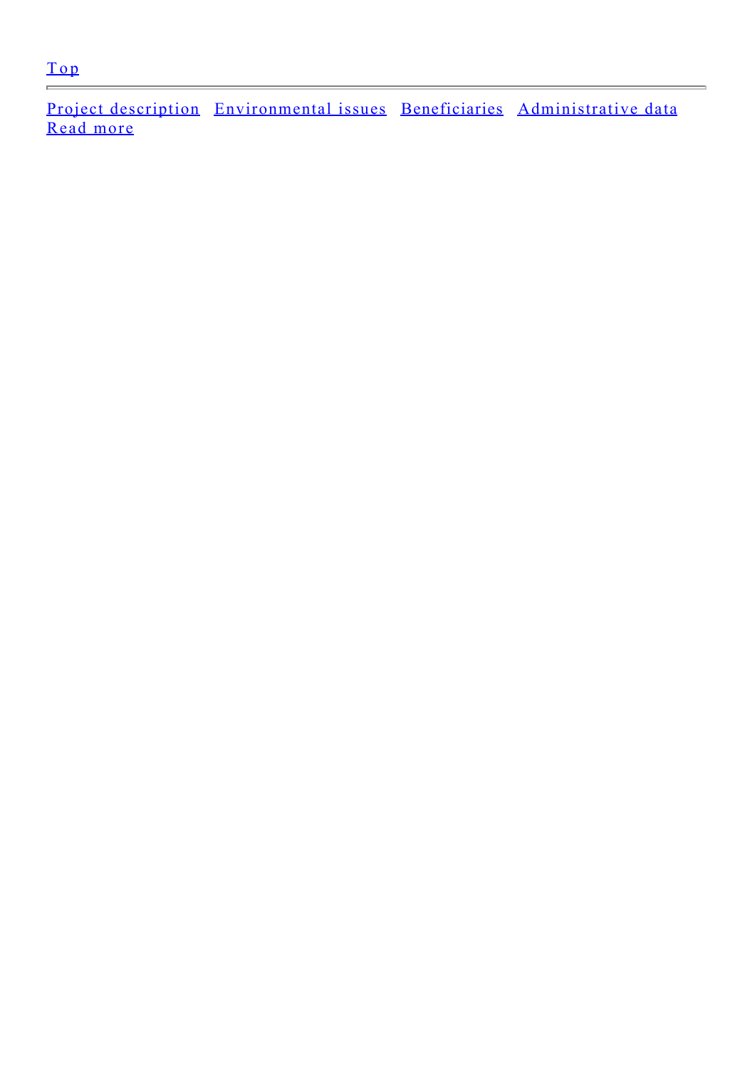Top

---

Project description   Environmental issues   Beneficiaries   Administrative data   Read more